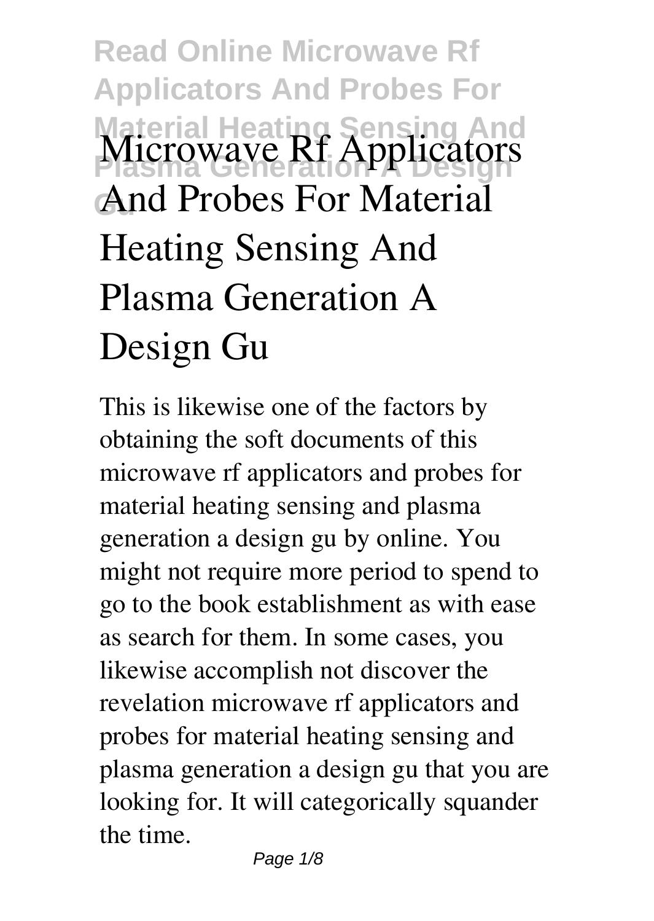# Microwave Rf Applicators And Probes For Material Heating Sensing And Plasma Generation A Design Gu

This is likewise one of the factors by obtaining the soft documents of this microwave rf applicators and probes for material heating sensing and plasma generation a design gu by online. You might not require more period to spend to go to the book establishment as with ease as search for them. In some cases, you likewise accomplish not discover the revelation microwave rf applicators and probes for material heating sensing and plasma generation a design gu that you are looking for. It will categorically squander the time.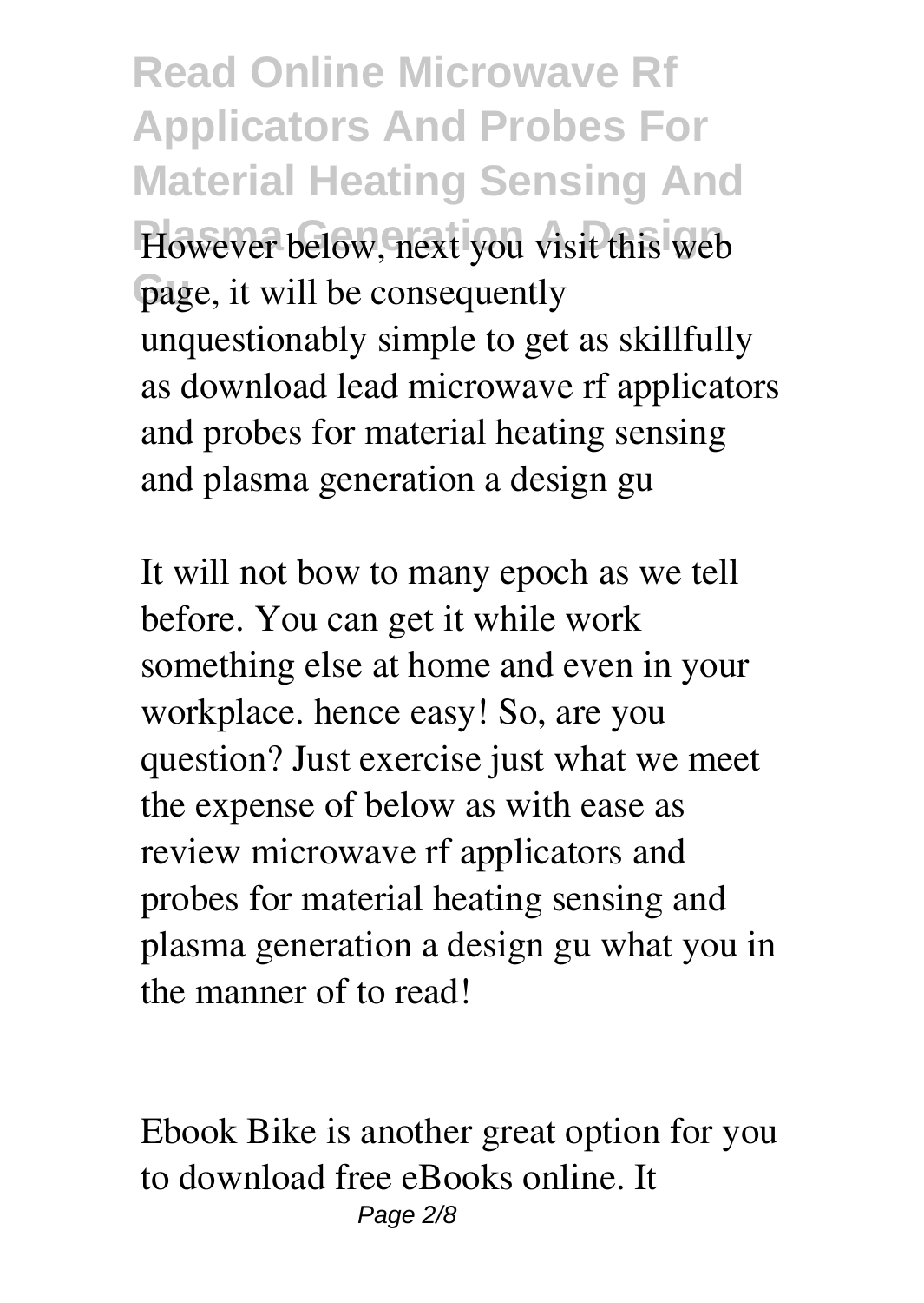However below, next you visit this web page, it will be consequently unquestionably simple to get as skillfully as download lead microwave rf applicators and probes for material heating sensing and plasma generation a design gu

It will not bow to many epoch as we tell before. You can get it while work something else at home and even in your workplace. hence easy! So, are you question? Just exercise just what we meet the expense of below as with ease as review microwave rf applicators and probes for material heating sensing and plasma generation a design gu what you in the manner of to read!

Ebook Bike is another great option for you to download free eBooks online. It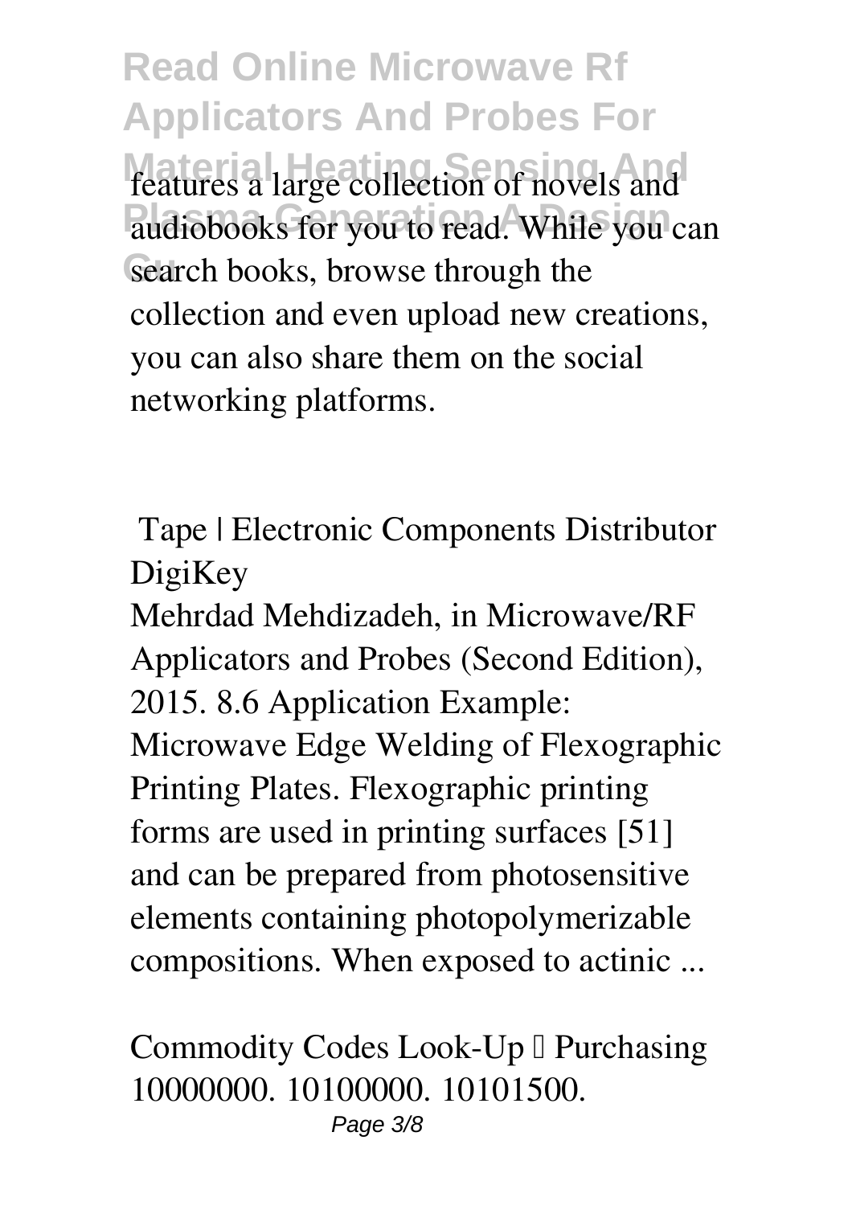features a large collection of novels and audiobooks for you to read. While you can search books, browse through the collection and even upload new creations, you can also share them on the social networking platforms.

**Tape | Electronic Components Distributor DigiKey**

Mehrdad Mehdizadeh, in Microwave/RF Applicators and Probes (Second Edition), 2015. 8.6 Application Example: Microwave Edge Welding of Flexographic Printing Plates. Flexographic printing forms are used in printing surfaces [51] and can be prepared from photosensitive elements containing photopolymerizable compositions. When exposed to actinic ...

**Commodity Codes Look-Up – Purchasing**

10000000. 10100000. 10101500.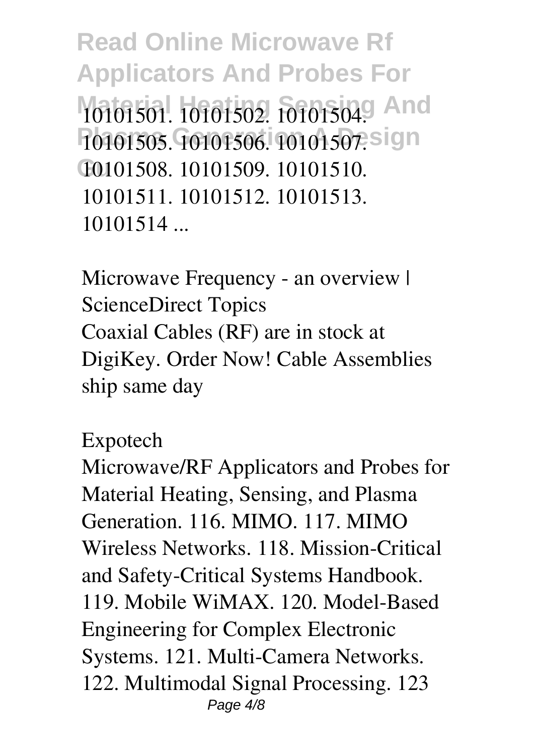10101501. 10101502. 10101504. 10101505. 10101506. 10101507. 10101508. 10101509. 10101510. 10101511. 10101512. 10101513. 10101514 ...

**Microwave Frequency - an overview | ScienceDirect Topics**

Coaxial Cables (RF) are in stock at DigiKey. Order Now! Cable Assemblies ship same day

**Expotech**

Microwave/RF Applicators and Probes for Material Heating, Sensing, and Plasma Generation. 116. MIMO. 117. MIMO Wireless Networks. 118. Mission-Critical and Safety-Critical Systems Handbook. 119. Mobile WiMAX. 120. Model-Based Engineering for Complex Electronic Systems. 121. Multi-Camera Networks. 122. Multimodal Signal Processing. 123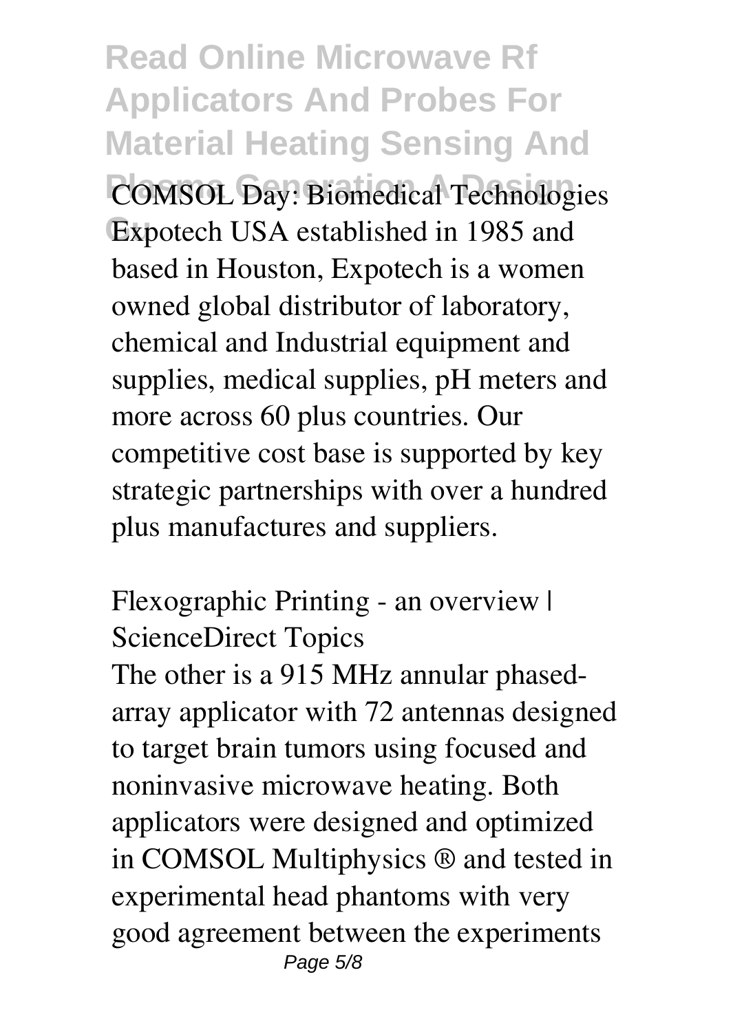**COMSOL Day: Biomedical Technologies**

Expotech USA established in 1985 and based in Houston, Expotech is a women owned global distributor of laboratory, chemical and Industrial equipment and supplies, medical supplies, pH meters and more across 60 plus countries. Our competitive cost base is supported by key strategic partnerships with over a hundred plus manufactures and suppliers.

**Flexographic Printing - an overview | ScienceDirect Topics**

The other is a 915 MHz annular phased-array applicator with 72 antennas designed to target brain tumors using focused and noninvasive microwave heating. Both applicators were designed and optimized in COMSOL Multiphysics ® and tested in experimental head phantoms with very good agreement between the experiments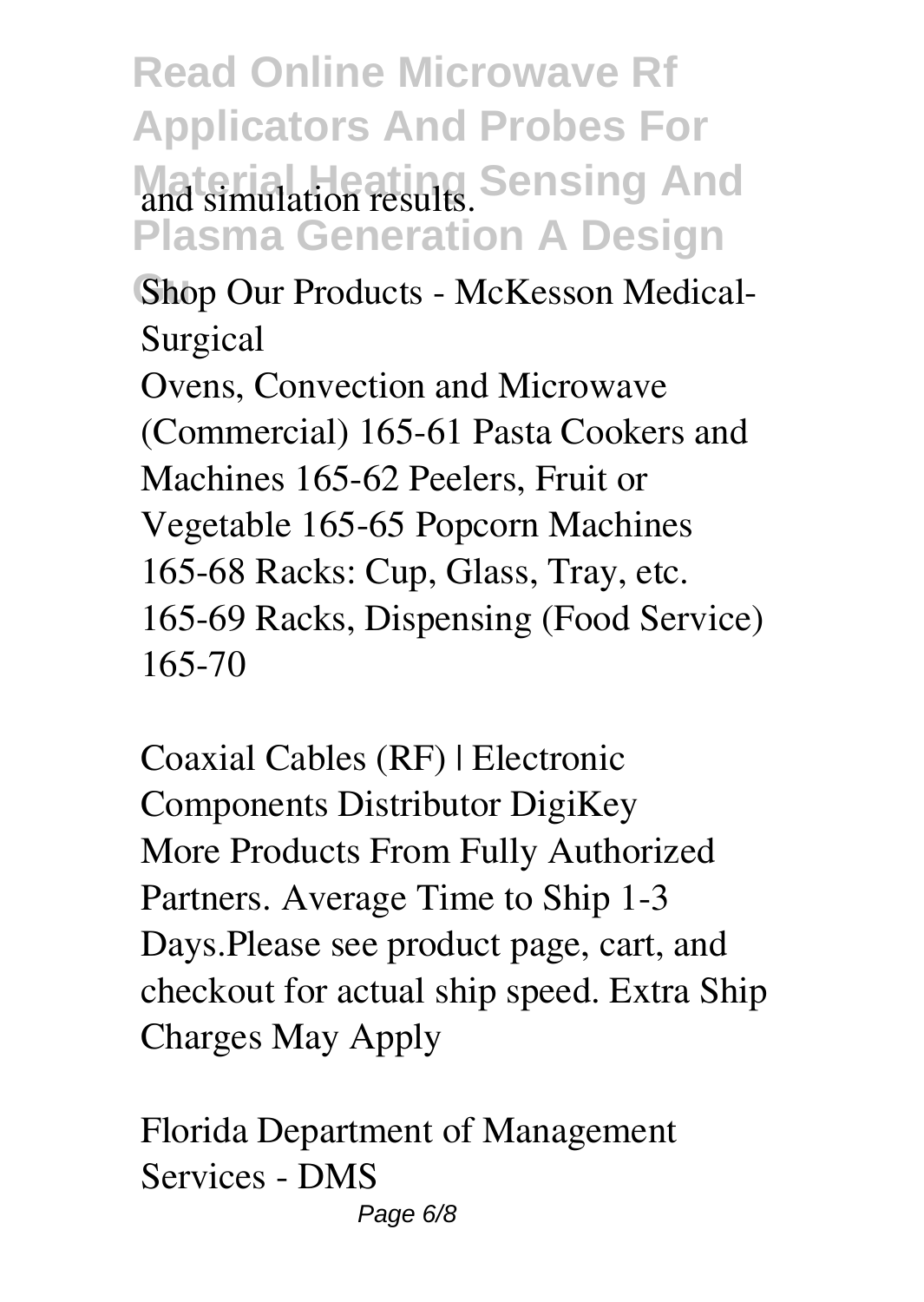and simulation results.

**Shop Our Products - McKesson Medical-Surgical**

Ovens, Convection and Microwave (Commercial) 165-61 Pasta Cookers and Machines 165-62 Peelers, Fruit or Vegetable 165-65 Popcorn Machines 165-68 Racks: Cup, Glass, Tray, etc. 165-69 Racks, Dispensing (Food Service) 165-70

**Coaxial Cables (RF) | Electronic Components Distributor DigiKey**

More Products From Fully Authorized Partners. Average Time to Ship 1-3 Days.Please see product page, cart, and checkout for actual ship speed. Extra Ship Charges May Apply

**Florida Department of Management Services - DMS**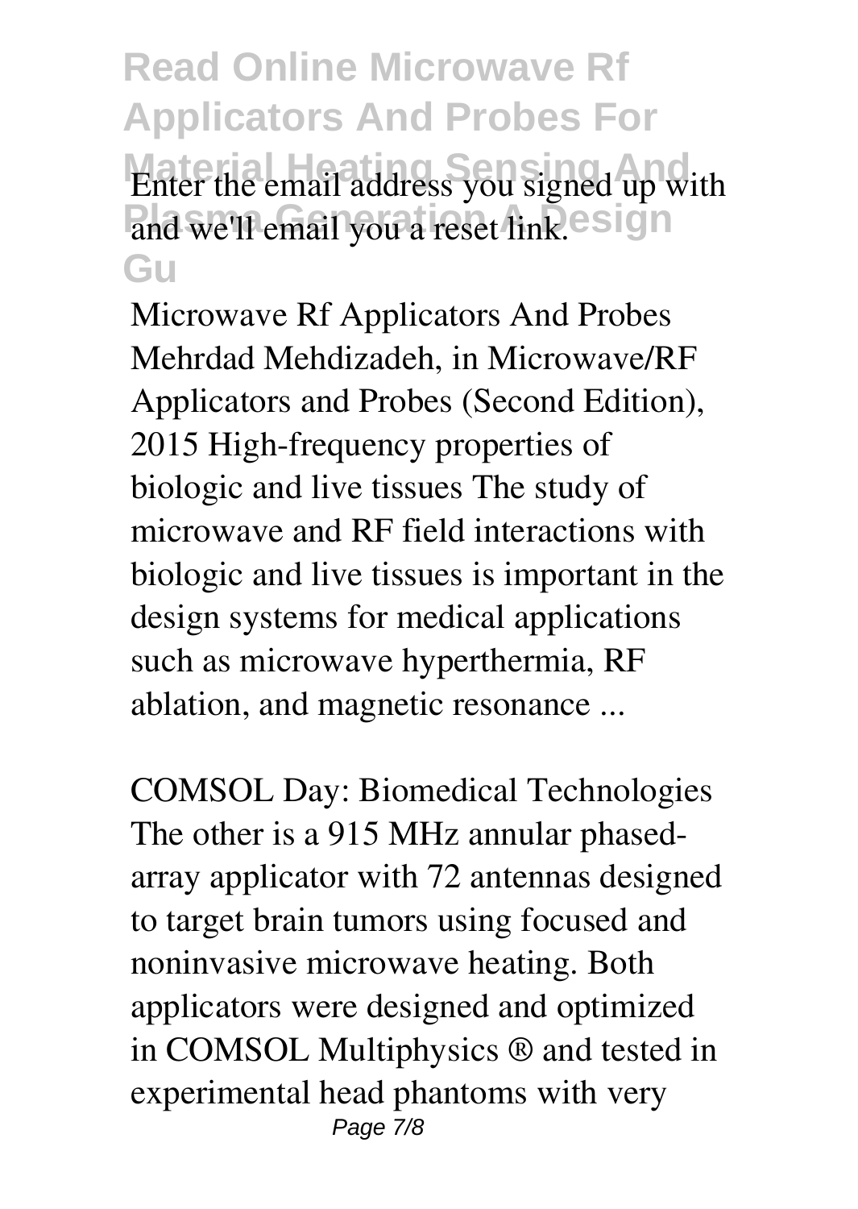Enter the email address you signed up with and we'll email you a reset link.

**Microwave Rf Applicators And Probes**

Mehrdad Mehdizadeh, in Microwave/RF Applicators and Probes (Second Edition), 2015 High-frequency properties of biologic and live tissues The study of microwave and RF field interactions with biologic and live tissues is important in the design systems for medical applications such as microwave hyperthermia, RF ablation, and magnetic resonance ...

**COMSOL Day: Biomedical Technologies**

The other is a 915 MHz annular phased-array applicator with 72 antennas designed to target brain tumors using focused and noninvasive microwave heating. Both applicators were designed and optimized in COMSOL Multiphysics ® and tested in experimental head phantoms with very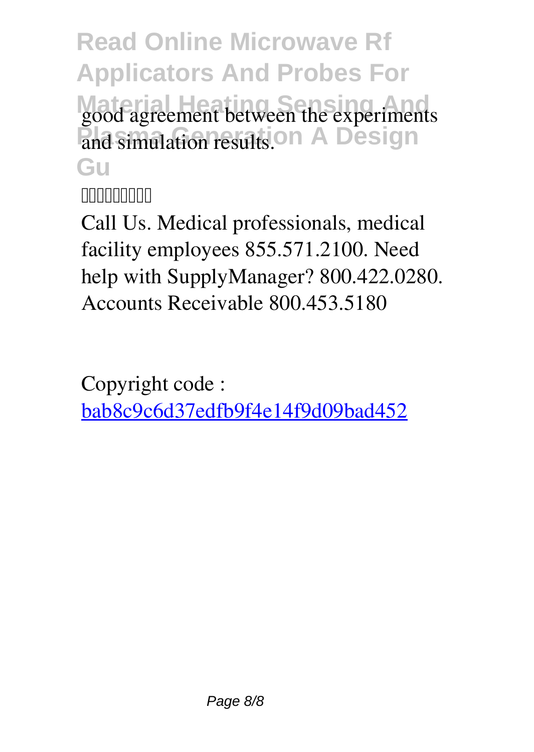good agreement between the experiments and simulation results.

**□□□□□□□□□**

Call Us. Medical professionals, medical facility employees 855.571.2100. Need help with SupplyManager? 800.422.0280. Accounts Receivable 800.453.5180

Copyright code : bab8c9c6d37edfb9f4e14f9d09bad452